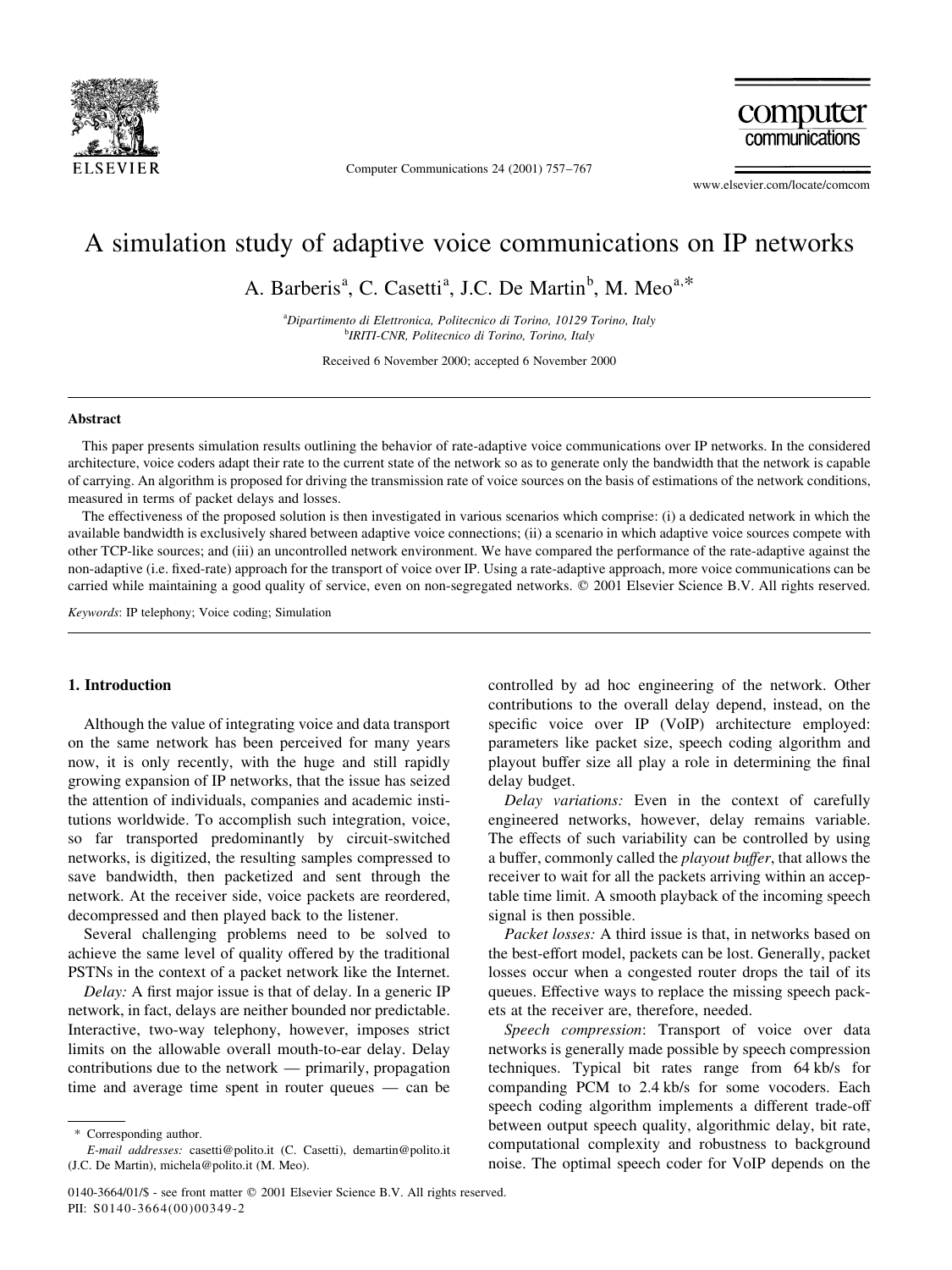# A simulation study of adaptive voice communications on IP networks

A. Barberis[a], C. Casetti[a], J.C. De Martin[b], M. Meo[a,*]

[a]Dipartimento di Elettronica, Politecnico di Torino, 10129 Torino, Italy
[b]IRITI-CNR, Politecnico di Torino, Torino, Italy

Received 6 November 2000; accepted 6 November 2000

## Abstract

This paper presents simulation results outlining the behavior of rate-adaptive voice communications over IP networks. In the considered architecture, voice coders adapt their rate to the current state of the network so as to generate only the bandwidth that the network is capable of carrying. An algorithm is proposed for driving the transmission rate of voice sources on the basis of estimations of the network conditions, measured in terms of packet delays and losses.

The effectiveness of the proposed solution is then investigated in various scenarios which comprise: (i) a dedicated network in which the available bandwidth is exclusively shared between adaptive voice connections; (ii) a scenario in which adaptive voice sources compete with other TCP-like sources; and (iii) an uncontrolled network environment. We have compared the performance of the rate-adaptive against the non-adaptive (i.e. fixed-rate) approach for the transport of voice over IP. Using a rate-adaptive approach, more voice communications can be carried while maintaining a good quality of service, even on non-segregated networks. © 2001 Elsevier Science B.V. All rights reserved.

*Keywords*: IP telephony; Voice coding; Simulation

## 1. Introduction

Although the value of integrating voice and data transport on the same network has been perceived for many years now, it is only recently, with the huge and still rapidly growing expansion of IP networks, that the issue has seized the attention of individuals, companies and academic institutions worldwide. To accomplish such integration, voice, so far transported predominantly by circuit-switched networks, is digitized, the resulting samples compressed to save bandwidth, then packetized and sent through the network. At the receiver side, voice packets are reordered, decompressed and then played back to the listener.

Several challenging problems need to be solved to achieve the same level of quality offered by the traditional PSTNs in the context of a packet network like the Internet.

*Delay:* A first major issue is that of delay. In a generic IP network, in fact, delays are neither bounded nor predictable. Interactive, two-way telephony, however, imposes strict limits on the allowable overall mouth-to-ear delay. Delay contributions due to the network — primarily, propagation time and average time spent in router queues — can be controlled by ad hoc engineering of the network. Other contributions to the overall delay depend, instead, on the specific voice over IP (VoIP) architecture employed: parameters like packet size, speech coding algorithm and playout buffer size all play a role in determining the final delay budget.

*Delay variations:* Even in the context of carefully engineered networks, however, delay remains variable. The effects of such variability can be controlled by using a buffer, commonly called the *playout buffer*, that allows the receiver to wait for all the packets arriving within an acceptable time limit. A smooth playback of the incoming speech signal is then possible.

*Packet losses:* A third issue is that, in networks based on the best-effort model, packets can be lost. Generally, packet losses occur when a congested router drops the tail of its queues. Effective ways to replace the missing speech packets at the receiver are, therefore, needed.

*Speech compression*: Transport of voice over data networks is generally made possible by speech compression techniques. Typical bit rates range from 64 kb/s for companding PCM to 2.4 kb/s for some vocoders. Each speech coding algorithm implements a different trade-off between output speech quality, algorithmic delay, bit rate, computational complexity and robustness to background noise. The optimal speech coder for VoIP depends on the

* Corresponding author.
*E-mail addresses:* casetti@polito.it (C. Casetti), demartin@polito.it (J.C. De Martin), michela@polito.it (M. Meo).

0140-3664/01/$ - see front matter © 2001 Elsevier Science B.V. All rights reserved.
PII: S0140-3664(00)00349-2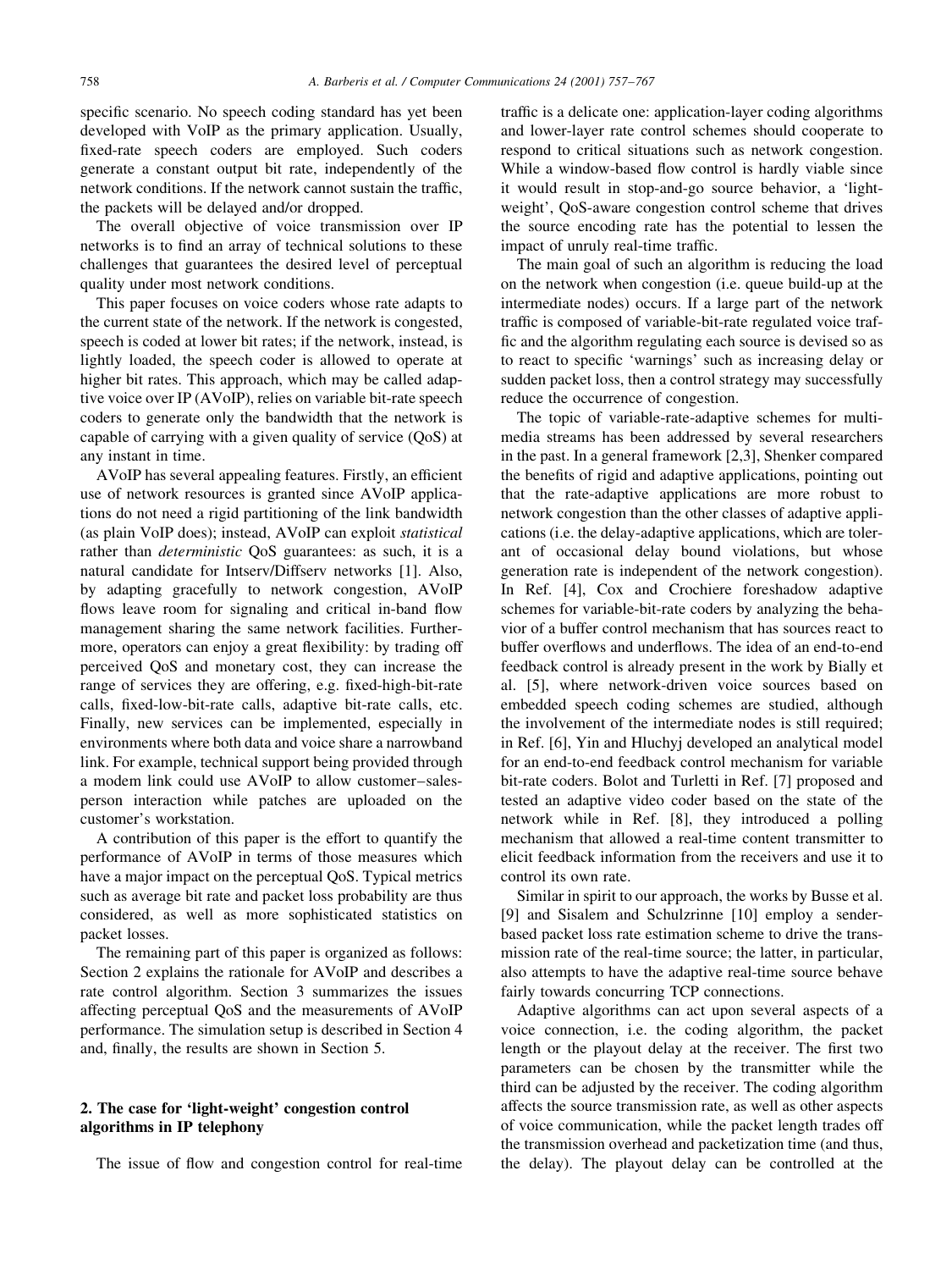specific scenario. No speech coding standard has yet been developed with VoIP as the primary application. Usually, fixed-rate speech coders are employed. Such coders generate a constant output bit rate, independently of the network conditions. If the network cannot sustain the traffic, the packets will be delayed and/or dropped.

The overall objective of voice transmission over IP networks is to find an array of technical solutions to these challenges that guarantees the desired level of perceptual quality under most network conditions.

This paper focuses on voice coders whose rate adapts to the current state of the network. If the network is congested, speech is coded at lower bit rates; if the network, instead, is lightly loaded, the speech coder is allowed to operate at higher bit rates. This approach, which may be called adaptive voice over IP (AVoIP), relies on variable bit-rate speech coders to generate only the bandwidth that the network is capable of carrying with a given quality of service (QoS) at any instant in time.

AVoIP has several appealing features. Firstly, an efficient use of network resources is granted since AVoIP applications do not need a rigid partitioning of the link bandwidth (as plain VoIP does); instead, AVoIP can exploit *statistical* rather than *deterministic* QoS guarantees: as such, it is a natural candidate for Intserv/Diffserv networks [1]. Also, by adapting gracefully to network congestion, AVoIP flows leave room for signaling and critical in-band flow management sharing the same network facilities. Furthermore, operators can enjoy a great flexibility: by trading off perceived QoS and monetary cost, they can increase the range of services they are offering, e.g. fixed-high-bit-rate calls, fixed-low-bit-rate calls, adaptive bit-rate calls, etc. Finally, new services can be implemented, especially in environments where both data and voice share a narrowband link. For example, technical support being provided through a modem link could use AVoIP to allow customer–salesperson interaction while patches are uploaded on the customer's workstation.

A contribution of this paper is the effort to quantify the performance of AVoIP in terms of those measures which have a major impact on the perceptual QoS. Typical metrics such as average bit rate and packet loss probability are thus considered, as well as more sophisticated statistics on packet losses.

The remaining part of this paper is organized as follows: Section 2 explains the rationale for AVoIP and describes a rate control algorithm. Section 3 summarizes the issues affecting perceptual QoS and the measurements of AVoIP performance. The simulation setup is described in Section 4 and, finally, the results are shown in Section 5.

## 2. The case for 'light-weight' congestion control algorithms in IP telephony

The issue of flow and congestion control for real-time traffic is a delicate one: application-layer coding algorithms and lower-layer rate control schemes should cooperate to respond to critical situations such as network congestion. While a window-based flow control is hardly viable since it would result in stop-and-go source behavior, a 'light-weight', QoS-aware congestion control scheme that drives the source encoding rate has the potential to lessen the impact of unruly real-time traffic.

The main goal of such an algorithm is reducing the load on the network when congestion (i.e. queue build-up at the intermediate nodes) occurs. If a large part of the network traffic is composed of variable-bit-rate regulated voice traffic and the algorithm regulating each source is devised so as to react to specific 'warnings' such as increasing delay or sudden packet loss, then a control strategy may successfully reduce the occurrence of congestion.

The topic of variable-rate-adaptive schemes for multimedia streams has been addressed by several researchers in the past. In a general framework [2,3], Shenker compared the benefits of rigid and adaptive applications, pointing out that the rate-adaptive applications are more robust to network congestion than the other classes of adaptive applications (i.e. the delay-adaptive applications, which are tolerant of occasional delay bound violations, but whose generation rate is independent of the network congestion). In Ref. [4], Cox and Crochiere foreshadow adaptive schemes for variable-bit-rate coders by analyzing the behavior of a buffer control mechanism that has sources react to buffer overflows and underflows. The idea of an end-to-end feedback control is already present in the work by Bially et al. [5], where network-driven voice sources based on embedded speech coding schemes are studied, although the involvement of the intermediate nodes is still required; in Ref. [6], Yin and Hluchyj developed an analytical model for an end-to-end feedback control mechanism for variable bit-rate coders. Bolot and Turletti in Ref. [7] proposed and tested an adaptive video coder based on the state of the network while in Ref. [8], they introduced a polling mechanism that allowed a real-time content transmitter to elicit feedback information from the receivers and use it to control its own rate.

Similar in spirit to our approach, the works by Busse et al. [9] and Sisalem and Schulzrinne [10] employ a sender-based packet loss rate estimation scheme to drive the transmission rate of the real-time source; the latter, in particular, also attempts to have the adaptive real-time source behave fairly towards concurring TCP connections.

Adaptive algorithms can act upon several aspects of a voice connection, i.e. the coding algorithm, the packet length or the playout delay at the receiver. The first two parameters can be chosen by the transmitter while the third can be adjusted by the receiver. The coding algorithm affects the source transmission rate, as well as other aspects of voice communication, while the packet length trades off the transmission overhead and packetization time (and thus, the delay). The playout delay can be controlled at the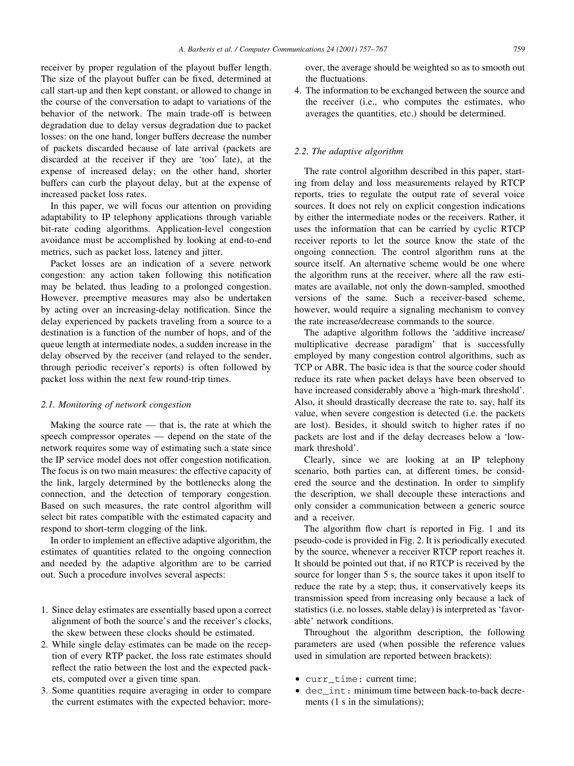receiver by proper regulation of the playout buffer length. The size of the playout buffer can be fixed, determined at call start-up and then kept constant, or allowed to change in the course of the conversation to adapt to variations of the behavior of the network. The main trade-off is between degradation due to delay versus degradation due to packet losses: on the one hand, longer buffers decrease the number of packets discarded because of late arrival (packets are discarded at the receiver if they are 'too' late), at the expense of increased delay; on the other hand, shorter buffers can curb the playout delay, but at the expense of increased packet loss rates.

In this paper, we will focus our attention on providing adaptability to IP telephony applications through variable bit-rate coding algorithms. Application-level congestion avoidance must be accomplished by looking at end-to-end metrics, such as packet loss, latency and jitter.

Packet losses are an indication of a severe network congestion: any action taken following this notification may be belated, thus leading to a prolonged congestion. However, preemptive measures may also be undertaken by acting over an increasing-delay notification. Since the delay experienced by packets traveling from a source to a destination is a function of the number of hops, and of the queue length at intermediate nodes, a sudden increase in the delay observed by the receiver (and relayed to the sender, through periodic receiver's reports) is often followed by packet loss within the next few round-trip times.

### 2.1. Monitoring of network congestion

Making the source rate — that is, the rate at which the speech compressor operates — depend on the state of the network requires some way of estimating such a state since the IP service model does not offer congestion notification. The focus is on two main measures: the effective capacity of the link, largely determined by the bottlenecks along the connection, and the detection of temporary congestion. Based on such measures, the rate control algorithm will select bit rates compatible with the estimated capacity and respond to short-term clogging of the link.

In order to implement an effective adaptive algorithm, the estimates of quantities related to the ongoing connection and needed by the adaptive algorithm are to be carried out. Such a procedure involves several aspects:

1. Since delay estimates are essentially based upon a correct alignment of both the source's and the receiver's clocks, the skew between these clocks should be estimated.
2. While single delay estimates can be made on the reception of every RTP packet, the loss rate estimates should reflect the ratio between the lost and the expected packets, computed over a given time span.
3. Some quantities require averaging in order to compare the current estimates with the expected behavior; moreover, the average should be weighted so as to smooth out the fluctuations.
4. The information to be exchanged between the source and the receiver (i.e., who computes the estimates, who averages the quantities, etc.) should be determined.

### 2.2. The adaptive algorithm

The rate control algorithm described in this paper, starting from delay and loss measurements relayed by RTCP reports, tries to regulate the output rate of several voice sources. It does not rely on explicit congestion indications by either the intermediate nodes or the receivers. Rather, it uses the information that can be carried by cyclic RTCP receiver reports to let the source know the state of the ongoing connection. The control algorithm runs at the source itself. An alternative scheme would be one where the algorithm runs at the receiver, where all the raw estimates are available, not only the down-sampled, smoothed versions of the same. Such a receiver-based scheme, however, would require a signaling mechanism to convey the rate increase/decrease commands to the source.

The adaptive algorithm follows the 'additive increase/multiplicative decrease paradigm' that is successfully employed by many congestion control algorithms, such as TCP or ABR. The basic idea is that the source coder should reduce its rate when packet delays have been observed to have increased considerably above a 'high-mark threshold'. Also, it should drastically decrease the rate to, say, half its value, when severe congestion is detected (i.e. the packets are lost). Besides, it should switch to higher rates if no packets are lost and if the delay decreases below a 'low-mark threshold'.

Clearly, since we are looking at an IP telephony scenario, both parties can, at different times, be considered the source and the destination. In order to simplify the description, we shall decouple these interactions and only consider a communication between a generic source and a receiver.

The algorithm flow chart is reported in Fig. 1 and its pseudo-code is provided in Fig. 2. It is periodically executed by the source, whenever a receiver RTCP report reaches it. It should be pointed out that, if no RTCP is received by the source for longer than 5 s, the source takes it upon itself to reduce the rate by a step; thus, it conservatively keeps its transmission speed from increasing only because a lack of statistics (i.e. no losses, stable delay) is interpreted as 'favorable' network conditions.

Throughout the algorithm description, the following parameters are used (when possible the reference values used in simulation are reported between brackets):

- `curr_time`: current time;
- `dec_int`: minimum time between back-to-back decrements (1 s in the simulations);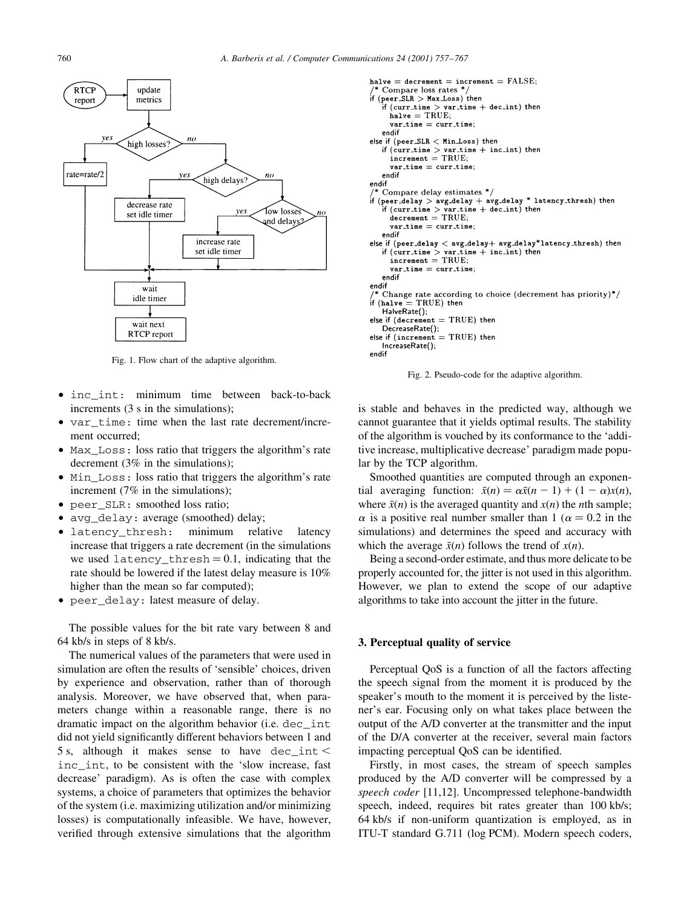Fig. 1. Flow chart of the adaptive algorithm.

- `inc_int`: minimum time between back-to-back increments (3 s in the simulations);
- `var_time`: time when the last rate decrement/increment occurred;
- `Max_Loss`: loss ratio that triggers the algorithm's rate decrement (3% in the simulations);
- `Min_Loss`: loss ratio that triggers the algorithm's rate increment (7% in the simulations);
- `peer_SLR`: smoothed loss ratio;
- `avg_delay`: average (smoothed) delay;
- `latency_thresh`: minimum relative latency increase that triggers a rate decrement (in the simulations we used `latency_thresh` = 0.1, indicating that the rate should be lowered if the latest delay measure is 10% higher than the mean so far computed);
- `peer_delay`: latest measure of delay.

The possible values for the bit rate vary between 8 and 64 kb/s in steps of 8 kb/s.

The numerical values of the parameters that were used in simulation are often the results of 'sensible' choices, driven by experience and observation, rather than of thorough analysis. Moreover, we have observed that, when parameters change within a reasonable range, there is no dramatic impact on the algorithm behavior (i.e. `dec_int` did not yield significantly different behaviors between 1 and 5 s, although it makes sense to have `dec_int` < `inc_int`, to be consistent with the 'slow increase, fast decrease' paradigm). As is often the case with complex systems, a choice of parameters that optimizes the behavior of the system (i.e. maximizing utilization and/or minimizing losses) is computationally infeasible. We have, however, verified through extensive simulations that the algorithm

```
halve = decrement = increment = FALSE;
/* Compare loss rates */
if (peer_SLR > Max_Loss) then
    if (curr_time > var_time + dec_int) then
        halve = TRUE;
        var_time = curr_time;
    endif
else if (peer_SLR < Min_Loss) then
    if (curr_time > var_time + inc_int) then
        increment = TRUE;
        var_time = curr_time;
    endif
endif
/* Compare delay estimates */
if (peer_delay > avg_delay + avg_delay * latency_thresh) then
    if (curr_time > var_time + dec_int) then
        decrement = TRUE;
        var_time = curr_time;
    endif
else if (peer_delay < avg_delay+ avg_delay*latency_thresh) then
    if (curr_time > var_time + inc_int) then
        increment = TRUE;
        var_time = curr_time;
    endif
endif
/* Change rate according to choice (decrement has priority)*/
if (halve = TRUE) then
    HalveRate();
else if (decrement = TRUE) then
    DecreaseRate();
else if (increment = TRUE) then
    IncreaseRate();
endif
```

Fig. 2. Pseudo-code for the adaptive algorithm.

is stable and behaves in the predicted way, although we cannot guarantee that it yields optimal results. The stability of the algorithm is vouched by its conformance to the 'additive increase, multiplicative decrease' paradigm made popular by the TCP algorithm.

Smoothed quantities are computed through an exponential averaging function: $\bar{x}(n) = \alpha\bar{x}(n-1) + (1-\alpha)x(n)$, where $\bar{x}(n)$ is the averaged quantity and $x(n)$ the $n$th sample; $\alpha$ is a positive real number smaller than 1 ($\alpha = 0.2$ in the simulations) and determines the speed and accuracy with which the average $\bar{x}(n)$ follows the trend of $x(n)$.

Being a second-order estimate, and thus more delicate to be properly accounted for, the jitter is not used in this algorithm. However, we plan to extend the scope of our adaptive algorithms to take into account the jitter in the future.

## 3. Perceptual quality of service

Perceptual QoS is a function of all the factors affecting the speech signal from the moment it is produced by the speaker's mouth to the moment it is perceived by the listener's ear. Focusing only on what takes place between the output of the A/D converter at the transmitter and the input of the D/A converter at the receiver, several main factors impacting perceptual QoS can be identified.

Firstly, in most cases, the stream of speech samples produced by the A/D converter will be compressed by a *speech coder* [11,12]. Uncompressed telephone-bandwidth speech, indeed, requires bit rates greater than 100 kb/s; 64 kb/s if non-uniform quantization is employed, as in ITU-T standard G.711 (log PCM). Modern speech coders,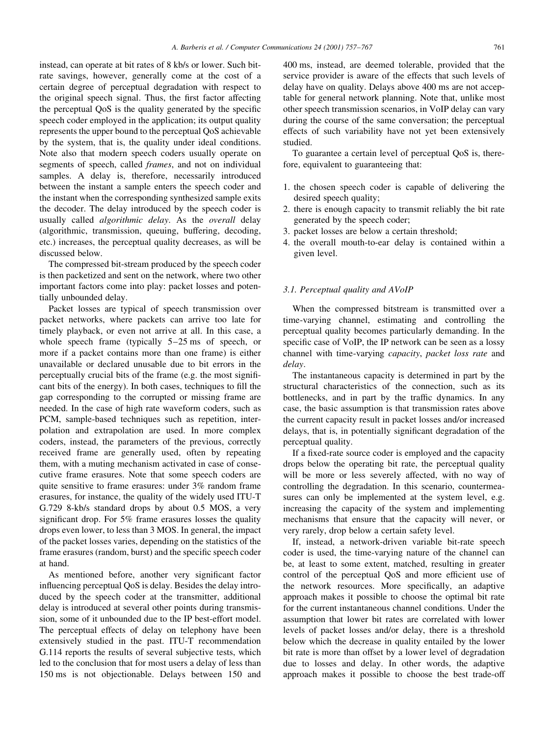instead, can operate at bit rates of 8 kb/s or lower. Such bit-rate savings, however, generally come at the cost of a certain degree of perceptual degradation with respect to the original speech signal. Thus, the first factor affecting the perceptual QoS is the quality generated by the specific speech coder employed in the application; its output quality represents the upper bound to the perceptual QoS achievable by the system, that is, the quality under ideal conditions. Note also that modern speech coders usually operate on segments of speech, called *frames*, and not on individual samples. A delay is, therefore, necessarily introduced between the instant a sample enters the speech coder and the instant when the corresponding synthesized sample exits the decoder. The delay introduced by the speech coder is usually called *algorithmic delay*. As the *overall* delay (algorithmic, transmission, queuing, buffering, decoding, etc.) increases, the perceptual quality decreases, as will be discussed below.

The compressed bit-stream produced by the speech coder is then packetized and sent on the network, where two other important factors come into play: packet losses and potentially unbounded delay.

Packet losses are typical of speech transmission over packet networks, where packets can arrive too late for timely playback, or even not arrive at all. In this case, a whole speech frame (typically 5–25 ms of speech, or more if a packet contains more than one frame) is either unavailable or declared unusable due to bit errors in the perceptually crucial bits of the frame (e.g. the most significant bits of the energy). In both cases, techniques to fill the gap corresponding to the corrupted or missing frame are needed. In the case of high rate waveform coders, such as PCM, sample-based techniques such as repetition, interpolation and extrapolation are used. In more complex coders, instead, the parameters of the previous, correctly received frame are generally used, often by repeating them, with a muting mechanism activated in case of consecutive frame erasures. Note that some speech coders are quite sensitive to frame erasures: under 3% random frame erasures, for instance, the quality of the widely used ITU-T G.729 8-kb/s standard drops by about 0.5 MOS, a very significant drop. For 5% frame erasures losses the quality drops even lower, to less than 3 MOS. In general, the impact of the packet losses varies, depending on the statistics of the frame erasures (random, burst) and the specific speech coder at hand.

As mentioned before, another very significant factor influencing perceptual QoS is delay. Besides the delay introduced by the speech coder at the transmitter, additional delay is introduced at several other points during transmission, some of it unbounded due to the IP best-effort model. The perceptual effects of delay on telephony have been extensively studied in the past. ITU-T recommendation G.114 reports the results of several subjective tests, which led to the conclusion that for most users a delay of less than 150 ms is not objectionable. Delays between 150 and 400 ms, instead, are deemed tolerable, provided that the service provider is aware of the effects that such levels of delay have on quality. Delays above 400 ms are not acceptable for general network planning. Note that, unlike most other speech transmission scenarios, in VoIP delay can vary during the course of the same conversation; the perceptual effects of such variability have not yet been extensively studied.

To guarantee a certain level of perceptual QoS is, therefore, equivalent to guaranteeing that:

1. the chosen speech coder is capable of delivering the desired speech quality;
2. there is enough capacity to transmit reliably the bit rate generated by the speech coder;
3. packet losses are below a certain threshold;
4. the overall mouth-to-ear delay is contained within a given level.

### 3.1. Perceptual quality and AVoIP

When the compressed bitstream is transmitted over a time-varying channel, estimating and controlling the perceptual quality becomes particularly demanding. In the specific case of VoIP, the IP network can be seen as a lossy channel with time-varying *capacity*, *packet loss rate* and *delay*.

The instantaneous capacity is determined in part by the structural characteristics of the connection, such as its bottlenecks, and in part by the traffic dynamics. In any case, the basic assumption is that transmission rates above the current capacity result in packet losses and/or increased delays, that is, in potentially significant degradation of the perceptual quality.

If a fixed-rate source coder is employed and the capacity drops below the operating bit rate, the perceptual quality will be more or less severely affected, with no way of controlling the degradation. In this scenario, countermeasures can only be implemented at the system level, e.g. increasing the capacity of the system and implementing mechanisms that ensure that the capacity will never, or very rarely, drop below a certain safety level.

If, instead, a network-driven variable bit-rate speech coder is used, the time-varying nature of the channel can be, at least to some extent, matched, resulting in greater control of the perceptual QoS and more efficient use of the network resources. More specifically, an adaptive approach makes it possible to choose the optimal bit rate for the current instantaneous channel conditions. Under the assumption that lower bit rates are correlated with lower levels of packet losses and/or delay, there is a threshold below which the decrease in quality entailed by the lower bit rate is more than offset by a lower level of degradation due to losses and delay. In other words, the adaptive approach makes it possible to choose the best trade-off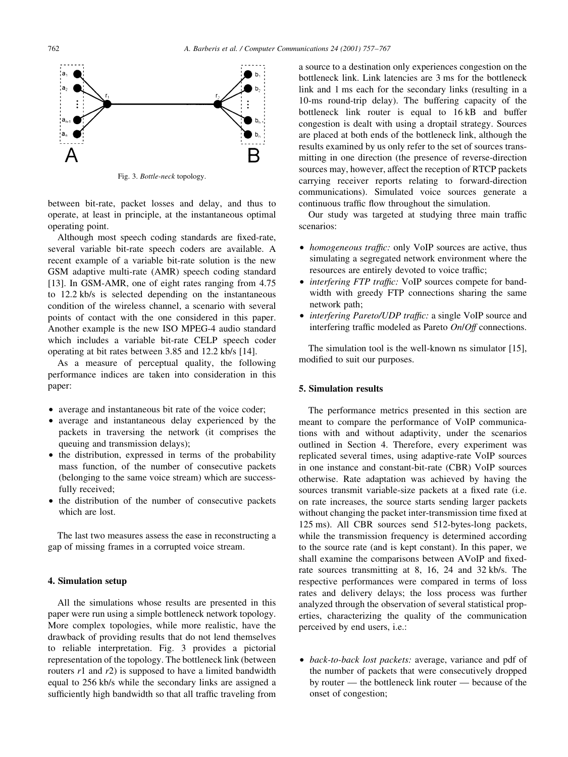Fig. 3. *Bottle-neck* topology.

between bit-rate, packet losses and delay, and thus to operate, at least in principle, at the instantaneous optimal operating point.

Although most speech coding standards are fixed-rate, several variable bit-rate speech coders are available. A recent example of a variable bit-rate solution is the new GSM adaptive multi-rate (AMR) speech coding standard [13]. In GSM-AMR, one of eight rates ranging from 4.75 to 12.2 kb/s is selected depending on the instantaneous condition of the wireless channel, a scenario with several points of contact with the one considered in this paper. Another example is the new ISO MPEG-4 audio standard which includes a variable bit-rate CELP speech coder operating at bit rates between 3.85 and 12.2 kb/s [14].

As a measure of perceptual quality, the following performance indices are taken into consideration in this paper:

- average and instantaneous bit rate of the voice coder;
- average and instantaneous delay experienced by the packets in traversing the network (it comprises the queuing and transmission delays);
- the distribution, expressed in terms of the probability mass function, of the number of consecutive packets (belonging to the same voice stream) which are successfully received;
- the distribution of the number of consecutive packets which are lost.

The last two measures assess the ease in reconstructing a gap of missing frames in a corrupted voice stream.

## 4. Simulation setup

All the simulations whose results are presented in this paper were run using a simple bottleneck network topology. More complex topologies, while more realistic, have the drawback of providing results that do not lend themselves to reliable interpretation. Fig. 3 provides a pictorial representation of the topology. The bottleneck link (between routers $r1$ and $r2$) is supposed to have a limited bandwidth equal to 256 kb/s while the secondary links are assigned a sufficiently high bandwidth so that all traffic traveling from a source to a destination only experiences congestion on the bottleneck link. Link latencies are 3 ms for the bottleneck link and 1 ms each for the secondary links (resulting in a 10-ms round-trip delay). The buffering capacity of the bottleneck link router is equal to 16 kB and buffer congestion is dealt with using a droptail strategy. Sources are placed at both ends of the bottleneck link, although the results examined by us only refer to the set of sources transmitting in one direction (the presence of reverse-direction sources may, however, affect the reception of RTCP packets carrying receiver reports relating to forward-direction communications). Simulated voice sources generate a continuous traffic flow throughout the simulation.

Our study was targeted at studying three main traffic scenarios:

- *homogeneous traffic:* only VoIP sources are active, thus simulating a segregated network environment where the resources are entirely devoted to voice traffic;
- *interfering FTP traffic:* VoIP sources compete for bandwidth with greedy FTP connections sharing the same network path;
- *interfering Pareto/UDP traffic:* a single VoIP source and interfering traffic modeled as Pareto *On/Off* connections.

The simulation tool is the well-known ns simulator [15], modified to suit our purposes.

## 5. Simulation results

The performance metrics presented in this section are meant to compare the performance of VoIP communications with and without adaptivity, under the scenarios outlined in Section 4. Therefore, every experiment was replicated several times, using adaptive-rate VoIP sources in one instance and constant-bit-rate (CBR) VoIP sources otherwise. Rate adaptation was achieved by having the sources transmit variable-size packets at a fixed rate (i.e. on rate increases, the source starts sending larger packets without changing the packet inter-transmission time fixed at 125 ms). All CBR sources send 512-bytes-long packets, while the transmission frequency is determined according to the source rate (and is kept constant). In this paper, we shall examine the comparisons between AVoIP and fixed-rate sources transmitting at 8, 16, 24 and 32 kb/s. The respective performances were compared in terms of loss rates and delivery delays; the loss process was further analyzed through the observation of several statistical properties, characterizing the quality of the communication perceived by end users, i.e.:

- *back-to-back lost packets:* average, variance and pdf of the number of packets that were consecutively dropped by router — the bottleneck link router — because of the onset of congestion;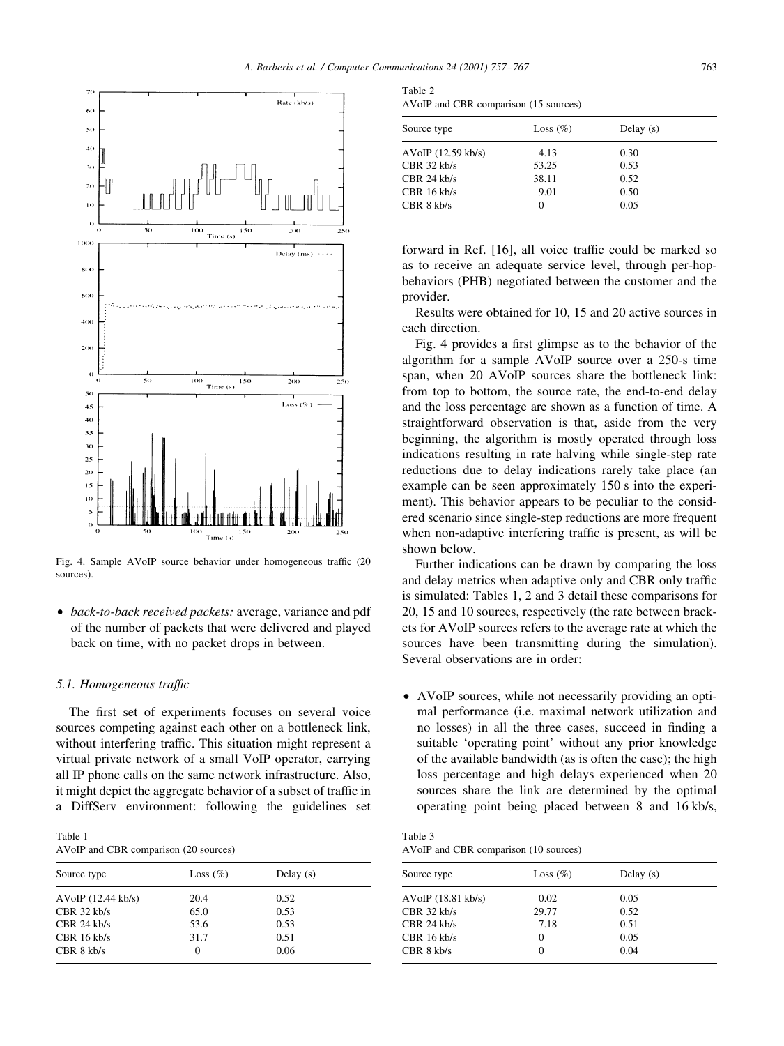Fig. 4. Sample AVoIP source behavior under homogeneous traffic (20 sources).

- *back-to-back received packets:* average, variance and pdf of the number of packets that were delivered and played back on time, with no packet drops in between.

### 5.1. Homogeneous traffic

The first set of experiments focuses on several voice sources competing against each other on a bottleneck link, without interfering traffic. This situation might represent a virtual private network of a small VoIP operator, carrying all IP phone calls on the same network infrastructure. Also, it might depict the aggregate behavior of a subset of traffic in a DiffServ environment: following the guidelines set forward in Ref. [16], all voice traffic could be marked so as to receive an adequate service level, through per-hop-behaviors (PHB) negotiated between the customer and the provider.

Table 1
AVoIP and CBR comparison (20 sources)

| Source type | Loss (%) | Delay (s) |
|---|---|---|
| AVoIP (12.44 kb/s) | 20.4 | 0.52 |
| CBR 32 kb/s | 65.0 | 0.53 |
| CBR 24 kb/s | 53.6 | 0.53 |
| CBR 16 kb/s | 31.7 | 0.51 |
| CBR 8 kb/s | 0 | 0.06 |

Table 2
AVoIP and CBR comparison (15 sources)

| Source type | Loss (%) | Delay (s) |
|---|---|---|
| AVoIP (12.59 kb/s) | 4.13 | 0.30 |
| CBR 32 kb/s | 53.25 | 0.53 |
| CBR 24 kb/s | 38.11 | 0.52 |
| CBR 16 kb/s | 9.01 | 0.50 |
| CBR 8 kb/s | 0 | 0.05 |

Results were obtained for 10, 15 and 20 active sources in each direction.

Fig. 4 provides a first glimpse as to the behavior of the algorithm for a sample AVoIP source over a 250-s time span, when 20 AVoIP sources share the bottleneck link: from top to bottom, the source rate, the end-to-end delay and the loss percentage are shown as a function of time. A straightforward observation is that, aside from the very beginning, the algorithm is mostly operated through loss indications resulting in rate halving while single-step rate reductions due to delay indications rarely take place (an example can be seen approximately 150 s into the experiment). This behavior appears to be peculiar to the considered scenario since single-step reductions are more frequent when non-adaptive interfering traffic is present, as will be shown below.

Further indications can be drawn by comparing the loss and delay metrics when adaptive only and CBR only traffic is simulated: Tables 1, 2 and 3 detail these comparisons for 20, 15 and 10 sources, respectively (the rate between brackets for AVoIP sources refers to the average rate at which the sources have been transmitting during the simulation). Several observations are in order:

- AVoIP sources, while not necessarily providing an optimal performance (i.e. maximal network utilization and no losses) in all the three cases, succeed in finding a suitable 'operating point' without any prior knowledge of the available bandwidth (as is often the case); the high loss percentage and high delays experienced when 20 sources share the link are determined by the optimal operating point being placed between 8 and 16 kb/s,

Table 3
AVoIP and CBR comparison (10 sources)

| Source type | Loss (%) | Delay (s) |
|---|---|---|
| AVoIP (18.81 kb/s) | 0.02 | 0.05 |
| CBR 32 kb/s | 29.77 | 0.52 |
| CBR 24 kb/s | 7.18 | 0.51 |
| CBR 16 kb/s | 0 | 0.05 |
| CBR 8 kb/s | 0 | 0.04 |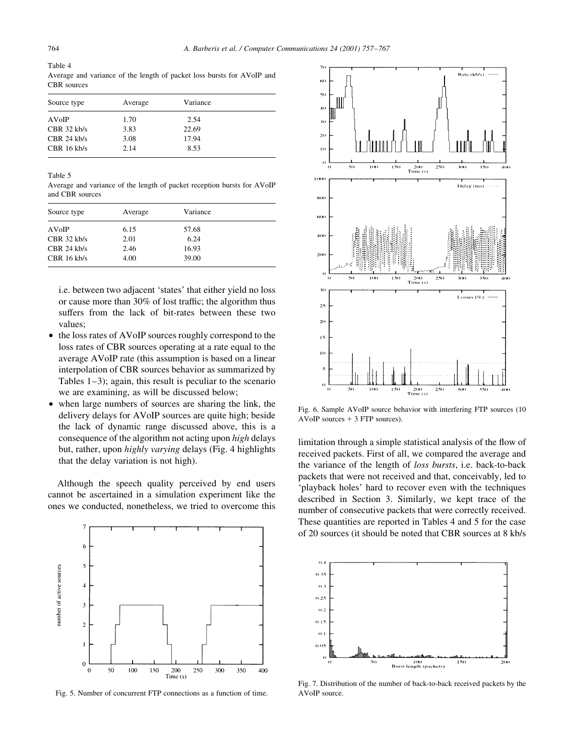Table 4
Average and variance of the length of packet loss bursts for AVoIP and CBR sources

| Source type | Average | Variance |
|---|---|---|
| AVoIP | 1.70 | 2.54 |
| CBR 32 kb/s | 3.83 | 22.69 |
| CBR 24 kb/s | 3.08 | 17.94 |
| CBR 16 kb/s | 2.14 | 8.53 |

Table 5
Average and variance of the length of packet reception bursts for AVoIP and CBR sources

| Source type | Average | Variance |
|---|---|---|
| AVoIP | 6.15 | 57.68 |
| CBR 32 kb/s | 2.01 | 6.24 |
| CBR 24 kb/s | 2.46 | 16.93 |
| CBR 16 kb/s | 4.00 | 39.00 |

i.e. between two adjacent 'states' that either yield no loss or cause more than 30% of lost traffic; the algorithm thus suffers from the lack of bit-rates between these two values;

- the loss rates of AVoIP sources roughly correspond to the loss rates of CBR sources operating at a rate equal to the average AVoIP rate (this assumption is based on a linear interpolation of CBR sources behavior as summarized by Tables 1–3); again, this result is peculiar to the scenario we are examining, as will be discussed below;
- when large numbers of sources are sharing the link, the delivery delays for AVoIP sources are quite high; beside the lack of dynamic range discussed above, this is a consequence of the algorithm not acting upon *high* delays but, rather, upon *highly varying* delays (Fig. 4 highlights that the delay variation is not high).

Although the speech quality perceived by end users cannot be ascertained in a simulation experiment like the ones we conducted, nonetheless, we tried to overcome this limitation through a simple statistical analysis of the flow of received packets. First of all, we compared the average and the variance of the length of *loss bursts*, i.e. back-to-back packets that were not received and that, conceivably, led to 'playback holes' hard to recover even with the techniques described in Section 3. Similarly, we kept trace of the number of consecutive packets that were correctly received. These quantities are reported in Tables 4 and 5 for the case of 20 sources (it should be noted that CBR sources at 8 kb/s

Fig. 5. Number of concurrent FTP connections as a function of time.

Fig. 6. Sample AVoIP source behavior with interfering FTP sources (10 AVoIP sources + 3 FTP sources).

Fig. 7. Distribution of the number of back-to-back received packets by the AVoIP source.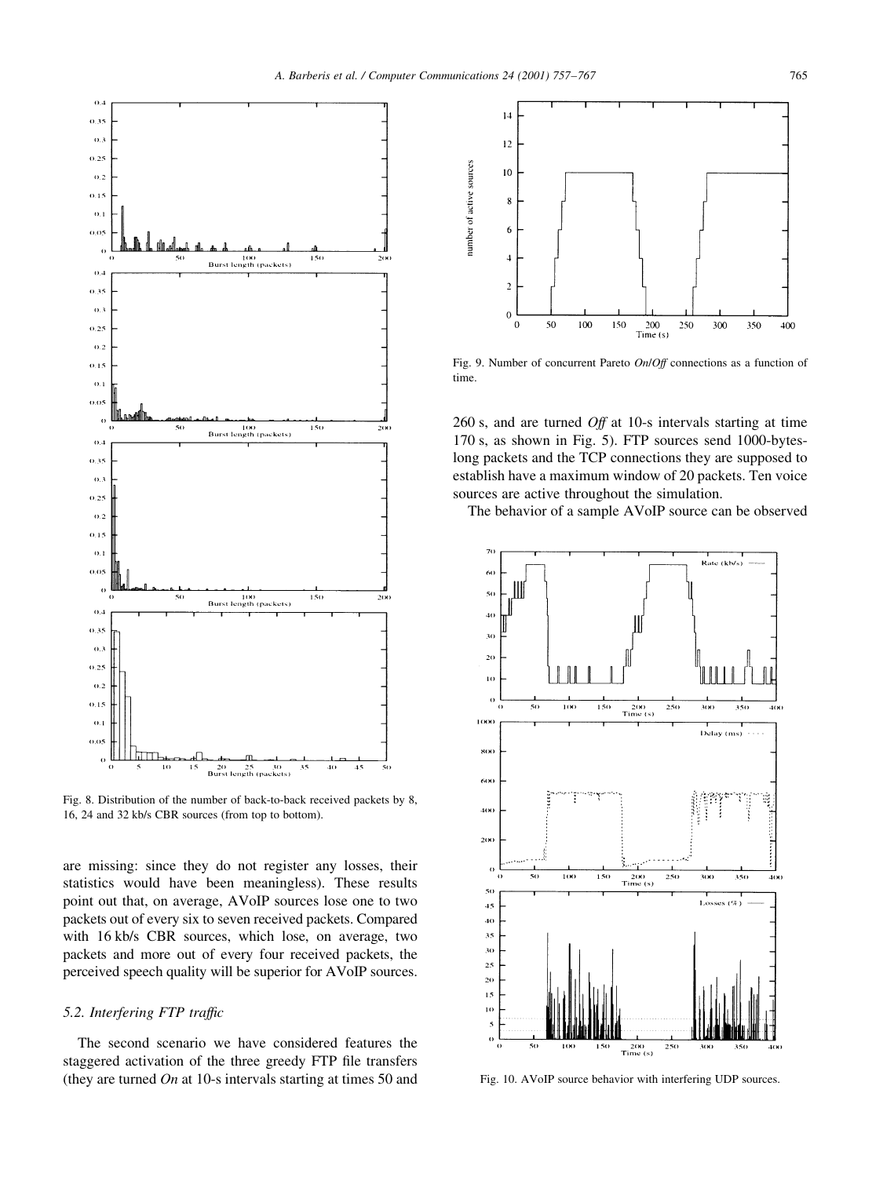Fig. 8. Distribution of the number of back-to-back received packets by 8, 16, 24 and 32 kb/s CBR sources (from top to bottom).

are missing: since they do not register any losses, their statistics would have been meaningless). These results point out that, on average, AVoIP sources lose one to two packets out of every six to seven received packets. Compared with 16 kb/s CBR sources, which lose, on average, two packets and more out of every four received packets, the perceived speech quality will be superior for AVoIP sources.

### 5.2. Interfering FTP traffic

The second scenario we have considered features the staggered activation of the three greedy FTP file transfers (they are turned *On* at 10-s intervals starting at times 50 and 260 s, and are turned *Off* at 10-s intervals starting at time 170 s, as shown in Fig. 5). FTP sources send 1000-bytes-long packets and the TCP connections they are supposed to establish have a maximum window of 20 packets. Ten voice sources are active throughout the simulation.

Fig. 9. Number of concurrent Pareto *On/Off* connections as a function of time.

The behavior of a sample AVoIP source can be observed

Fig. 10. AVoIP source behavior with interfering UDP sources.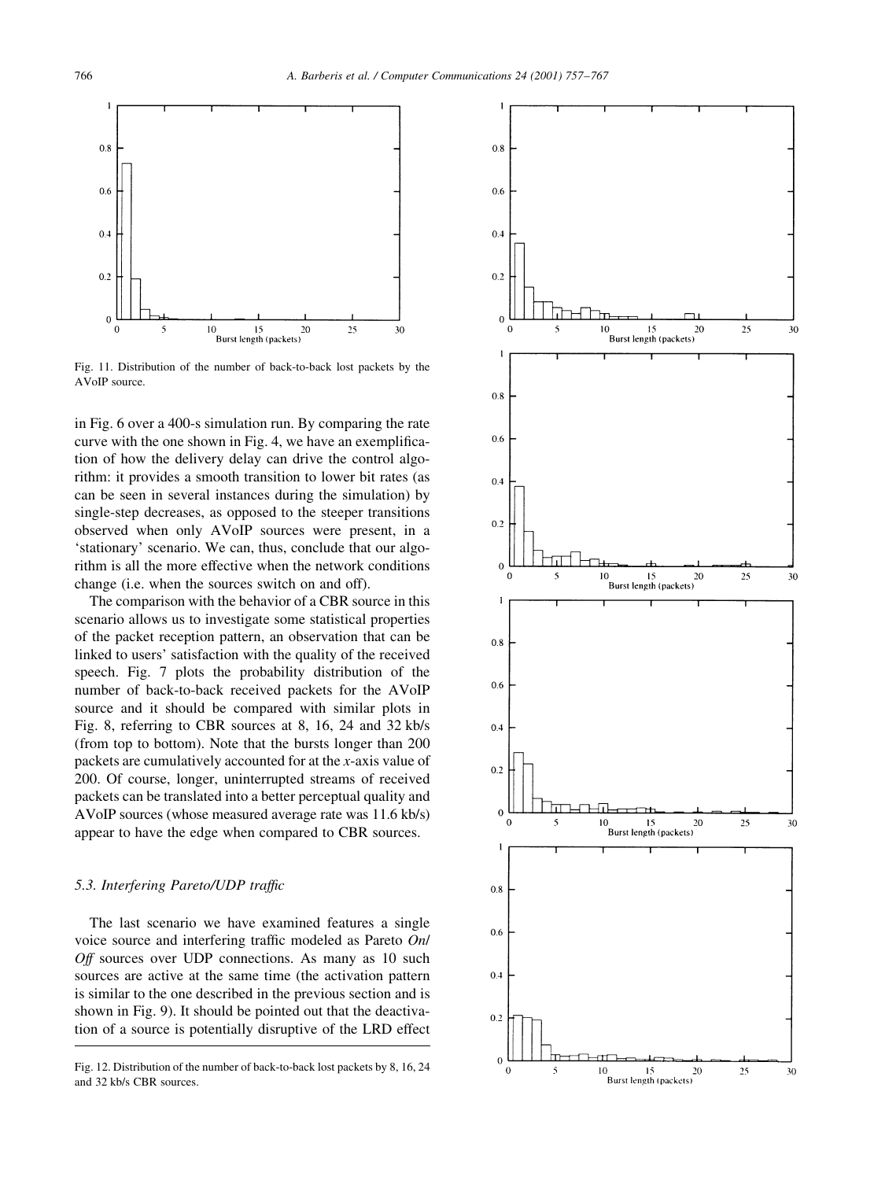Fig. 11. Distribution of the number of back-to-back lost packets by the AVoIP source.

in Fig. 6 over a 400-s simulation run. By comparing the rate curve with the one shown in Fig. 4, we have an exemplification of how the delivery delay can drive the control algorithm: it provides a smooth transition to lower bit rates (as can be seen in several instances during the simulation) by single-step decreases, as opposed to the steeper transitions observed when only AVoIP sources were present, in a 'stationary' scenario. We can, thus, conclude that our algorithm is all the more effective when the network conditions change (i.e. when the sources switch on and off).

The comparison with the behavior of a CBR source in this scenario allows us to investigate some statistical properties of the packet reception pattern, an observation that can be linked to users' satisfaction with the quality of the received speech. Fig. 7 plots the probability distribution of the number of back-to-back received packets for the AVoIP source and it should be compared with similar plots in Fig. 8, referring to CBR sources at 8, 16, 24 and 32 kb/s (from top to bottom). Note that the bursts longer than 200 packets are cumulatively accounted for at the *x*-axis value of 200. Of course, longer, uninterrupted streams of received packets can be translated into a better perceptual quality and AVoIP sources (whose measured average rate was 11.6 kb/s) appear to have the edge when compared to CBR sources.

### 5.3. Interfering Pareto/UDP traffic

The last scenario we have examined features a single voice source and interfering traffic modeled as Pareto *On/Off* sources over UDP connections. As many as 10 such sources are active at the same time (the activation pattern is similar to the one described in the previous section and is shown in Fig. 9). It should be pointed out that the deactivation of a source is potentially disruptive of the LRD effect

Fig. 12. Distribution of the number of back-to-back lost packets by 8, 16, 24 and 32 kb/s CBR sources.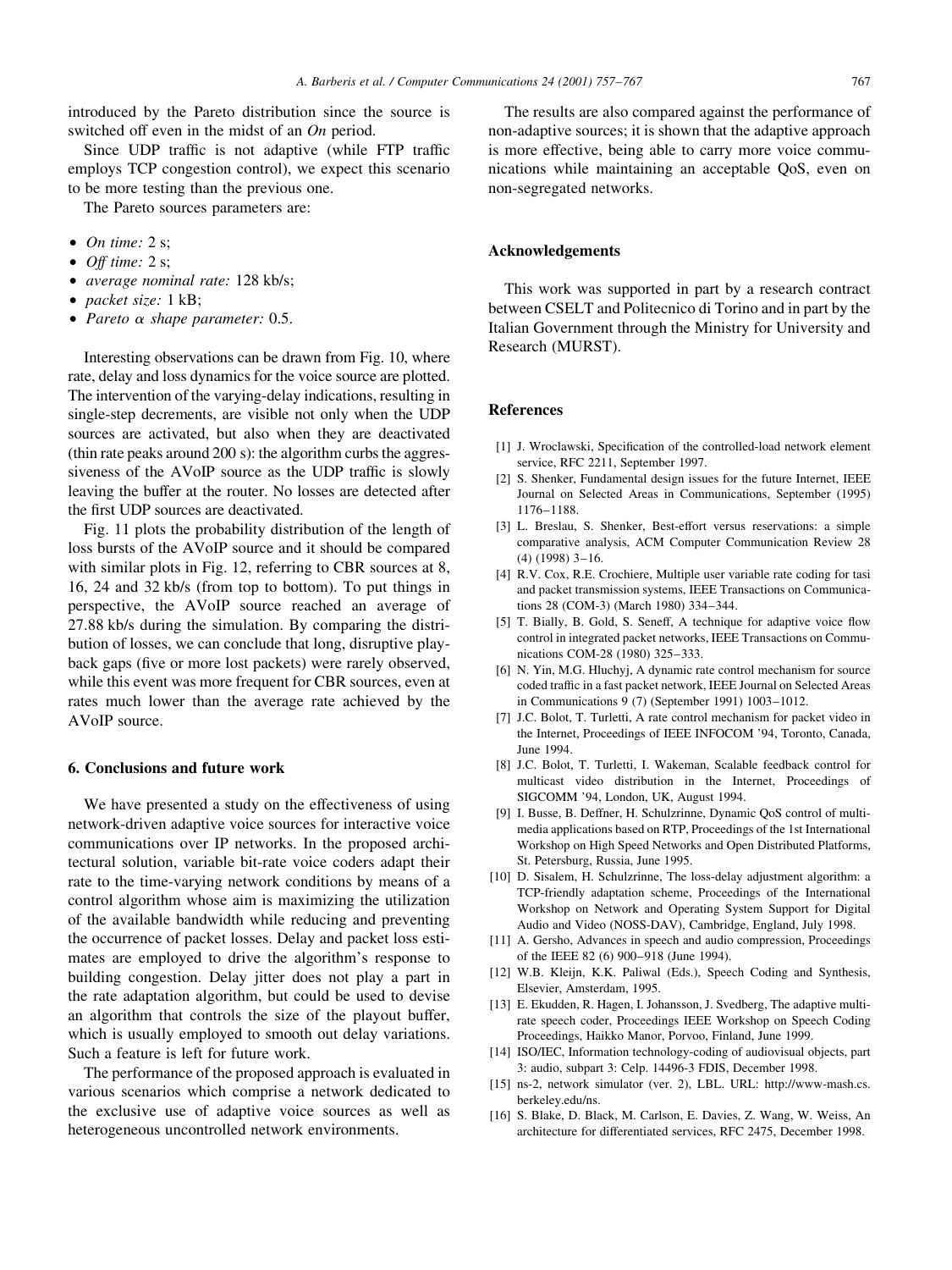introduced by the Pareto distribution since the source is switched off even in the midst of an *On* period.

Since UDP traffic is not adaptive (while FTP traffic employs TCP congestion control), we expect this scenario to be more testing than the previous one.

The Pareto sources parameters are:

- *On time:* 2 s;
- *Off time:* 2 s;
- *average nominal rate:* 128 kb/s;
- *packet size:* 1 kB;
- *Pareto $\alpha$ shape parameter:* 0.5.

Interesting observations can be drawn from Fig. 10, where rate, delay and loss dynamics for the voice source are plotted. The intervention of the varying-delay indications, resulting in single-step decrements, are visible not only when the UDP sources are activated, but also when they are deactivated (thin rate peaks around 200 s): the algorithm curbs the aggressiveness of the AVoIP source as the UDP traffic is slowly leaving the buffer at the router. No losses are detected after the first UDP sources are deactivated.

Fig. 11 plots the probability distribution of the length of loss bursts of the AVoIP source and it should be compared with similar plots in Fig. 12, referring to CBR sources at 8, 16, 24 and 32 kb/s (from top to bottom). To put things in perspective, the AVoIP source reached an average of 27.88 kb/s during the simulation. By comparing the distribution of losses, we can conclude that long, disruptive playback gaps (five or more lost packets) were rarely observed, while this event was more frequent for CBR sources, even at rates much lower than the average rate achieved by the AVoIP source.

## 6. Conclusions and future work

We have presented a study on the effectiveness of using network-driven adaptive voice sources for interactive voice communications over IP networks. In the proposed architectural solution, variable bit-rate voice coders adapt their rate to the time-varying network conditions by means of a control algorithm whose aim is maximizing the utilization of the available bandwidth while reducing and preventing the occurrence of packet losses. Delay and packet loss estimates are employed to drive the algorithm's response to building congestion. Delay jitter does not play a part in the rate adaptation algorithm, but could be used to devise an algorithm that controls the size of the playout buffer, which is usually employed to smooth out delay variations. Such a feature is left for future work.

The performance of the proposed approach is evaluated in various scenarios which comprise a network dedicated to the exclusive use of adaptive voice sources as well as heterogeneous uncontrolled network environments.

The results are also compared against the performance of non-adaptive sources; it is shown that the adaptive approach is more effective, being able to carry more voice communications while maintaining an acceptable QoS, even on non-segregated networks.

## Acknowledgements

This work was supported in part by a research contract between CSELT and Politecnico di Torino and in part by the Italian Government through the Ministry for University and Research (MURST).

## References

[1] J. Wroclawski, Specification of the controlled-load network element service, RFC 2211, September 1997.

[2] S. Shenker, Fundamental design issues for the future Internet, IEEE Journal on Selected Areas in Communications, September (1995) 1176–1188.

[3] L. Breslau, S. Shenker, Best-effort versus reservations: a simple comparative analysis, ACM Computer Communication Review 28 (4) (1998) 3–16.

[4] R.V. Cox, R.E. Crochiere, Multiple user variable rate coding for tasi and packet transmission systems, IEEE Transactions on Communications 28 (COM-3) (March 1980) 334–344.

[5] T. Bially, B. Gold, S. Seneff, A technique for adaptive voice flow control in integrated packet networks, IEEE Transactions on Communications COM-28 (1980) 325–333.

[6] N. Yin, M.G. Hluchyj, A dynamic rate control mechanism for source coded traffic in a fast packet network, IEEE Journal on Selected Areas in Communications 9 (7) (September 1991) 1003–1012.

[7] J.C. Bolot, T. Turletti, A rate control mechanism for packet video in the Internet, Proceedings of IEEE INFOCOM '94, Toronto, Canada, June 1994.

[8] J.C. Bolot, T. Turletti, I. Wakeman, Scalable feedback control for multicast video distribution in the Internet, Proceedings of SIGCOMM '94, London, UK, August 1994.

[9] I. Busse, B. Deffner, H. Schulzrinne, Dynamic QoS control of multimedia applications based on RTP, Proceedings of the 1st International Workshop on High Speed Networks and Open Distributed Platforms, St. Petersburg, Russia, June 1995.

[10] D. Sisalem, H. Schulzrinne, The loss-delay adjustment algorithm: a TCP-friendly adaptation scheme, Proceedings of the International Workshop on Network and Operating System Support for Digital Audio and Video (NOSS-DAV), Cambridge, England, July 1998.

[11] A. Gersho, Advances in speech and audio compression, Proceedings of the IEEE 82 (6) 900–918 (June 1994).

[12] W.B. Kleijn, K.K. Paliwal (Eds.), Speech Coding and Synthesis, Elsevier, Amsterdam, 1995.

[13] E. Ekudden, R. Hagen, I. Johansson, J. Svedberg, The adaptive multi-rate speech coder, Proceedings IEEE Workshop on Speech Coding Proceedings, Haikko Manor, Porvoo, Finland, June 1999.

[14] ISO/IEC, Information technology-coding of audiovisual objects, part 3: audio, subpart 3: Celp. 14496-3 FDIS, December 1998.

[15] ns-2, network simulator (ver. 2), LBL. URL: http://www-mash.cs.berkeley.edu/ns.

[16] S. Blake, D. Black, M. Carlson, E. Davies, Z. Wang, W. Weiss, An architecture for differentiated services, RFC 2475, December 1998.